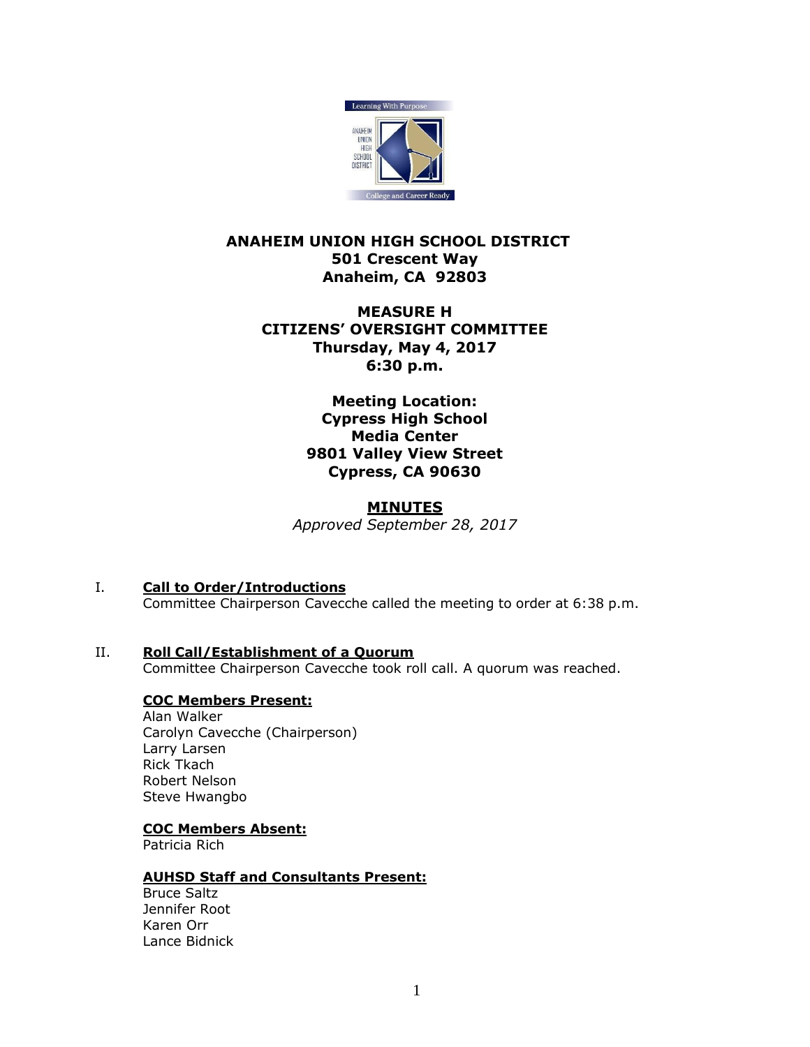# ANAHEIM UNION HIGH SCHOOL DISTRICT
**501 Crescent Way**
**Anaheim, CA 92803**

## MEASURE H
## CITIZENS' OVERSIGHT COMMITTEE
**Thursday, May 4, 2017**
**6:30 p.m.**

**Meeting Location:**
**Cypress High School**
**Media Center**
**9801 Valley View Street**
**Cypress, CA 90630**

## MINUTES
*Approved September 28, 2017*

I. **Call to Order/Introductions**
Committee Chairperson Cavecche called the meeting to order at 6:38 p.m.

II. **Roll Call/Establishment of a Quorum**
Committee Chairperson Cavecche took roll call. A quorum was reached.

**COC Members Present:**
Alan Walker
Carolyn Cavecche (Chairperson)
Larry Larsen
Rick Tkach
Robert Nelson
Steve Hwangbo

**COC Members Absent:**
Patricia Rich

**AUHSD Staff and Consultants Present:**
Bruce Saltz
Jennifer Root
Karen Orr
Lance Bidnick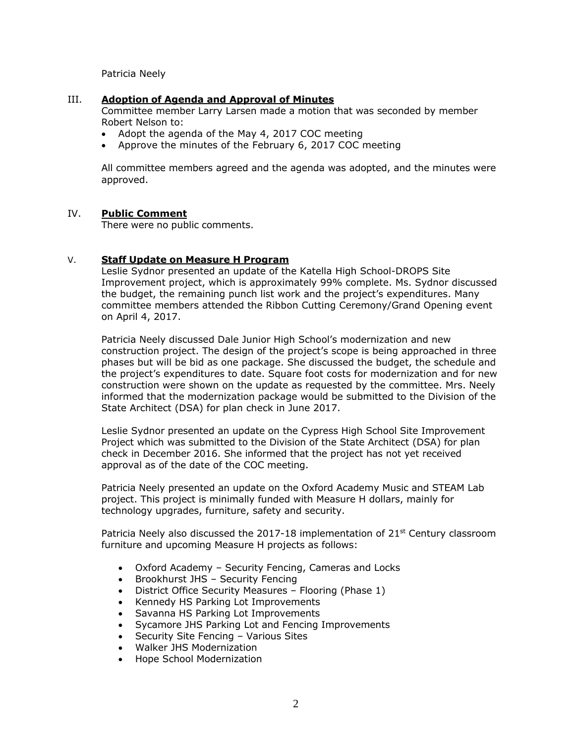Patricia Neely

## III. **Adoption of Agenda and Approval of Minutes**

Committee member Larry Larsen made a motion that was seconded by member Robert Nelson to:

- Adopt the agenda of the May 4, 2017 COC meeting
- Approve the minutes of the February 6, 2017 COC meeting

All committee members agreed and the agenda was adopted, and the minutes were approved.

## IV. **Public Comment**

There were no public comments.

## V. **Staff Update on Measure H Program**

Leslie Sydnor presented an update of the Katella High School-DROPS Site Improvement project, which is approximately 99% complete. Ms. Sydnor discussed the budget, the remaining punch list work and the project's expenditures. Many committee members attended the Ribbon Cutting Ceremony/Grand Opening event on April 4, 2017.

Patricia Neely discussed Dale Junior High School's modernization and new construction project. The design of the project's scope is being approached in three phases but will be bid as one package. She discussed the budget, the schedule and the project's expenditures to date. Square foot costs for modernization and for new construction were shown on the update as requested by the committee. Mrs. Neely informed that the modernization package would be submitted to the Division of the State Architect (DSA) for plan check in June 2017.

Leslie Sydnor presented an update on the Cypress High School Site Improvement Project which was submitted to the Division of the State Architect (DSA) for plan check in December 2016. She informed that the project has not yet received approval as of the date of the COC meeting.

Patricia Neely presented an update on the Oxford Academy Music and STEAM Lab project. This project is minimally funded with Measure H dollars, mainly for technology upgrades, furniture, safety and security.

Patricia Neely also discussed the 2017-18 implementation of 21st Century classroom furniture and upcoming Measure H projects as follows:

- Oxford Academy – Security Fencing, Cameras and Locks
- Brookhurst JHS – Security Fencing
- District Office Security Measures – Flooring (Phase 1)
- Kennedy HS Parking Lot Improvements
- Savanna HS Parking Lot Improvements
- Sycamore JHS Parking Lot and Fencing Improvements
- Security Site Fencing – Various Sites
- Walker JHS Modernization
- Hope School Modernization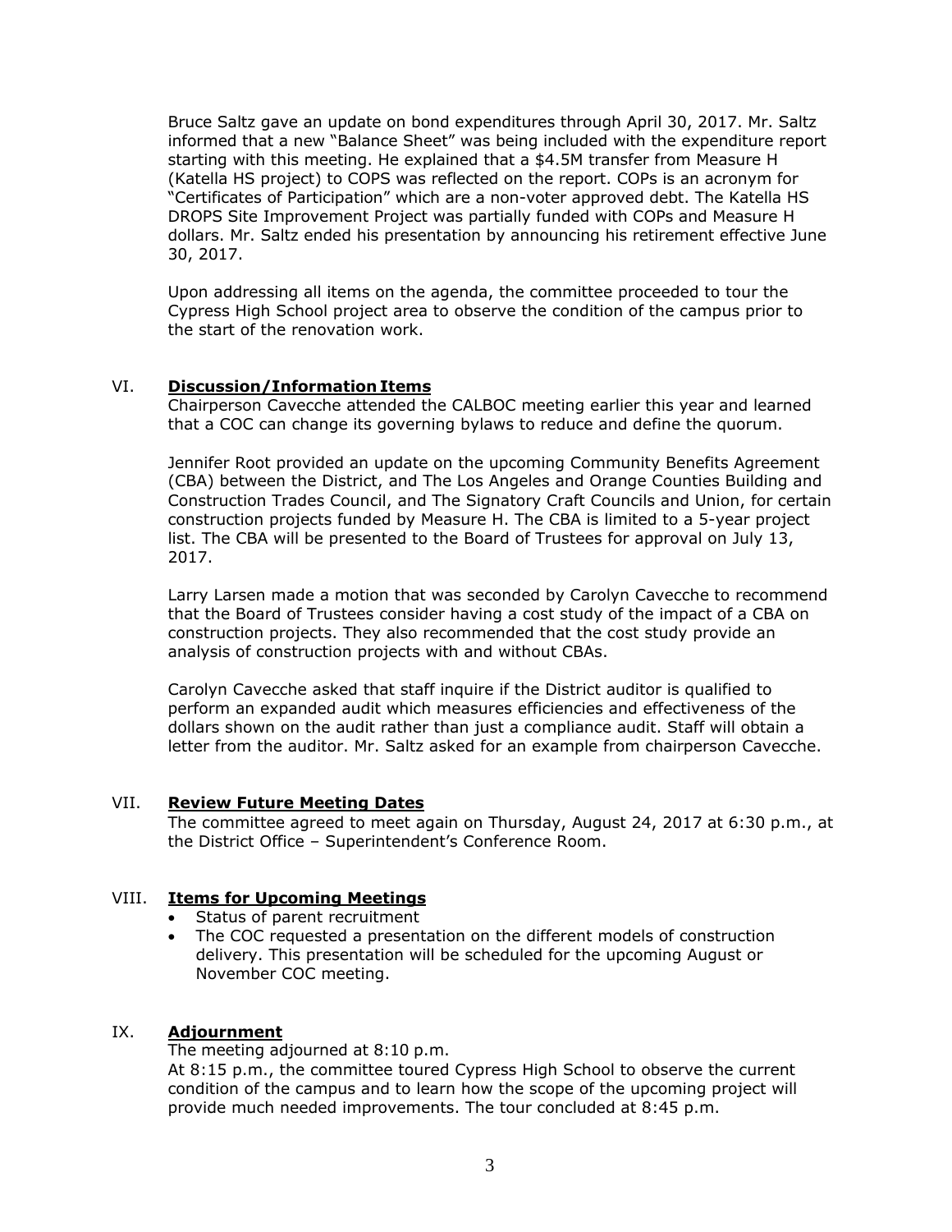Bruce Saltz gave an update on bond expenditures through April 30, 2017. Mr. Saltz informed that a new "Balance Sheet" was being included with the expenditure report starting with this meeting. He explained that a $4.5M transfer from Measure H (Katella HS project) to COPS was reflected on the report. COPs is an acronym for "Certificates of Participation" which are a non-voter approved debt. The Katella HS DROPS Site Improvement Project was partially funded with COPs and Measure H dollars. Mr. Saltz ended his presentation by announcing his retirement effective June 30, 2017.

Upon addressing all items on the agenda, the committee proceeded to tour the Cypress High School project area to observe the condition of the campus prior to the start of the renovation work.

## VI. Discussion/Information Items

Chairperson Cavecche attended the CALBOC meeting earlier this year and learned that a COC can change its governing bylaws to reduce and define the quorum.

Jennifer Root provided an update on the upcoming Community Benefits Agreement (CBA) between the District, and The Los Angeles and Orange Counties Building and Construction Trades Council, and The Signatory Craft Councils and Union, for certain construction projects funded by Measure H. The CBA is limited to a 5-year project list. The CBA will be presented to the Board of Trustees for approval on July 13, 2017.

Larry Larsen made a motion that was seconded by Carolyn Cavecche to recommend that the Board of Trustees consider having a cost study of the impact of a CBA on construction projects. They also recommended that the cost study provide an analysis of construction projects with and without CBAs.

Carolyn Cavecche asked that staff inquire if the District auditor is qualified to perform an expanded audit which measures efficiencies and effectiveness of the dollars shown on the audit rather than just a compliance audit. Staff will obtain a letter from the auditor. Mr. Saltz asked for an example from chairperson Cavecche.

## VII. Review Future Meeting Dates

The committee agreed to meet again on Thursday, August 24, 2017 at 6:30 p.m., at the District Office – Superintendent's Conference Room.

## VIII. Items for Upcoming Meetings

- Status of parent recruitment
- The COC requested a presentation on the different models of construction delivery. This presentation will be scheduled for the upcoming August or November COC meeting.

## IX. Adjournment

The meeting adjourned at 8:10 p.m.
At 8:15 p.m., the committee toured Cypress High School to observe the current condition of the campus and to learn how the scope of the upcoming project will provide much needed improvements. The tour concluded at 8:45 p.m.